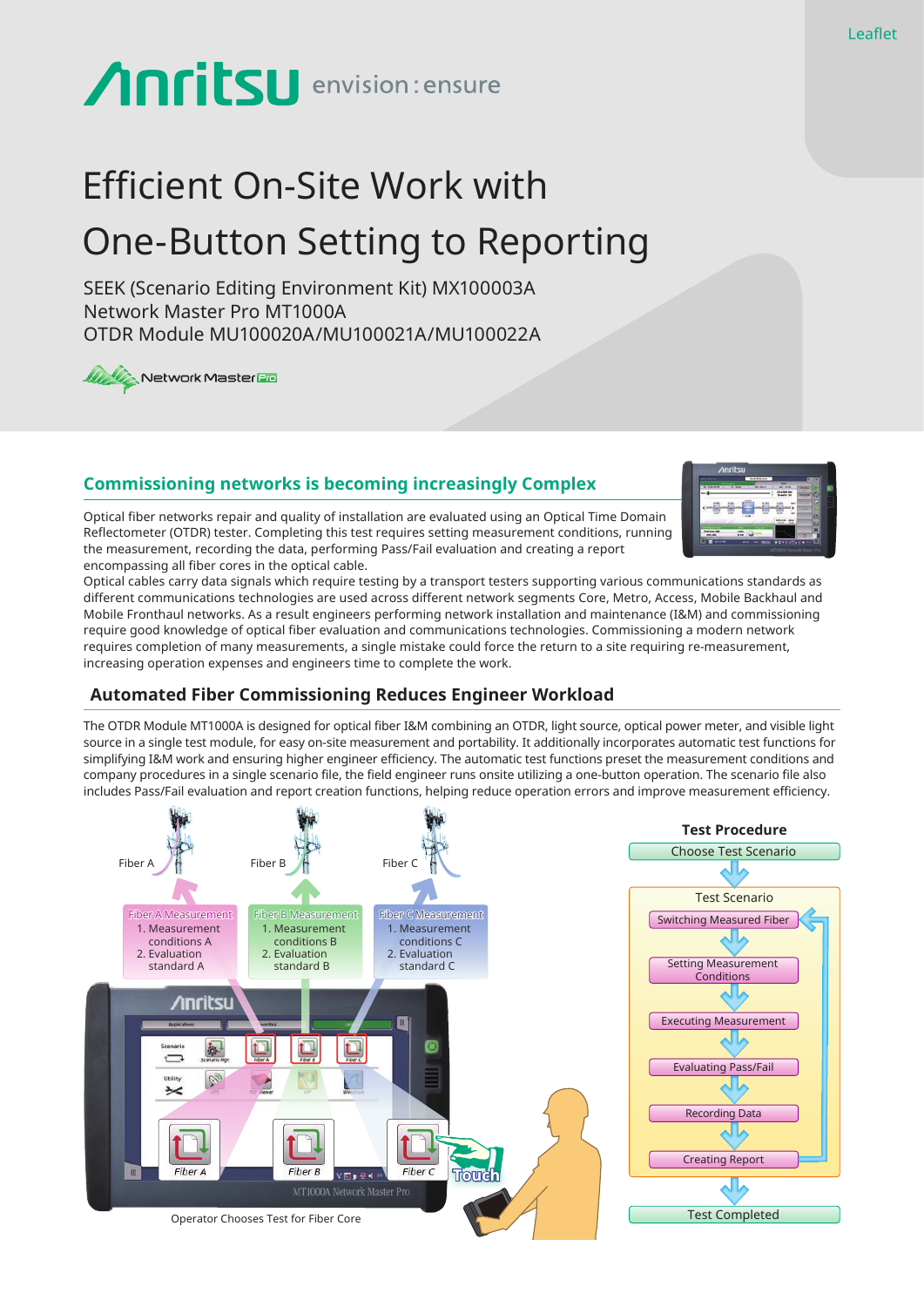Leaflet

Anritsu envision : ensure

# Efficient On-Site Work with One-Button Setting to Reporting

SEEK (Scenario Editing Environment Kit) MX100003A
Network Master Pro MT1000A
OTDR Module MU100020A/MU100021A/MU100022A

## Commissioning networks is becoming increasingly Complex

Optical fiber networks repair and quality of installation are evaluated using an Optical Time Domain Reflectometer (OTDR) tester. Completing this test requires setting measurement conditions, running the measurement, recording the data, performing Pass/Fail evaluation and creating a report encompassing all fiber cores in the optical cable.
Optical cables carry data signals which require testing by a transport testers supporting various communications standards as different communications technologies are used across different network segments Core, Metro, Access, Mobile Backhaul and Mobile Fronthaul networks. As a result engineers performing network installation and maintenance (I&M) and commissioning require good knowledge of optical fiber evaluation and communications technologies. Commissioning a modern network requires completion of many measurements, a single mistake could force the return to a site requiring re-measurement, increasing operation expenses and engineers time to complete the work.

## Automated Fiber Commissioning Reduces Engineer Workload

The OTDR Module MT1000A is designed for optical fiber I&M combining an OTDR, light source, optical power meter, and visible light source in a single test module, for easy on-site measurement and portability. It additionally incorporates automatic test functions for simplifying I&M work and ensuring higher engineer efficiency. The automatic test functions preset the measurement conditions and company procedures in a single scenario file, the field engineer runs onsite utilizing a one-button operation. The scenario file also includes Pass/Fail evaluation and report creation functions, helping reduce operation errors and improve measurement efficiency.

Fiber A — Fiber A Measurement
1. Measurement conditions A
2. Evaluation standard A

Fiber B — Fiber B Measurement
1. Measurement conditions B
2. Evaluation standard B

Fiber C — Fiber C Measurement
1. Measurement conditions C
2. Evaluation standard C

Operator Chooses Test for Fiber Core

**Test Procedure**

- Choose Test Scenario
- Test Scenario
  - Switching Measured Fiber
  - Setting Measurement Conditions
  - Executing Measurement
  - Evaluating Pass/Fail
  - Recording Data
  - Creating Report
- Test Completed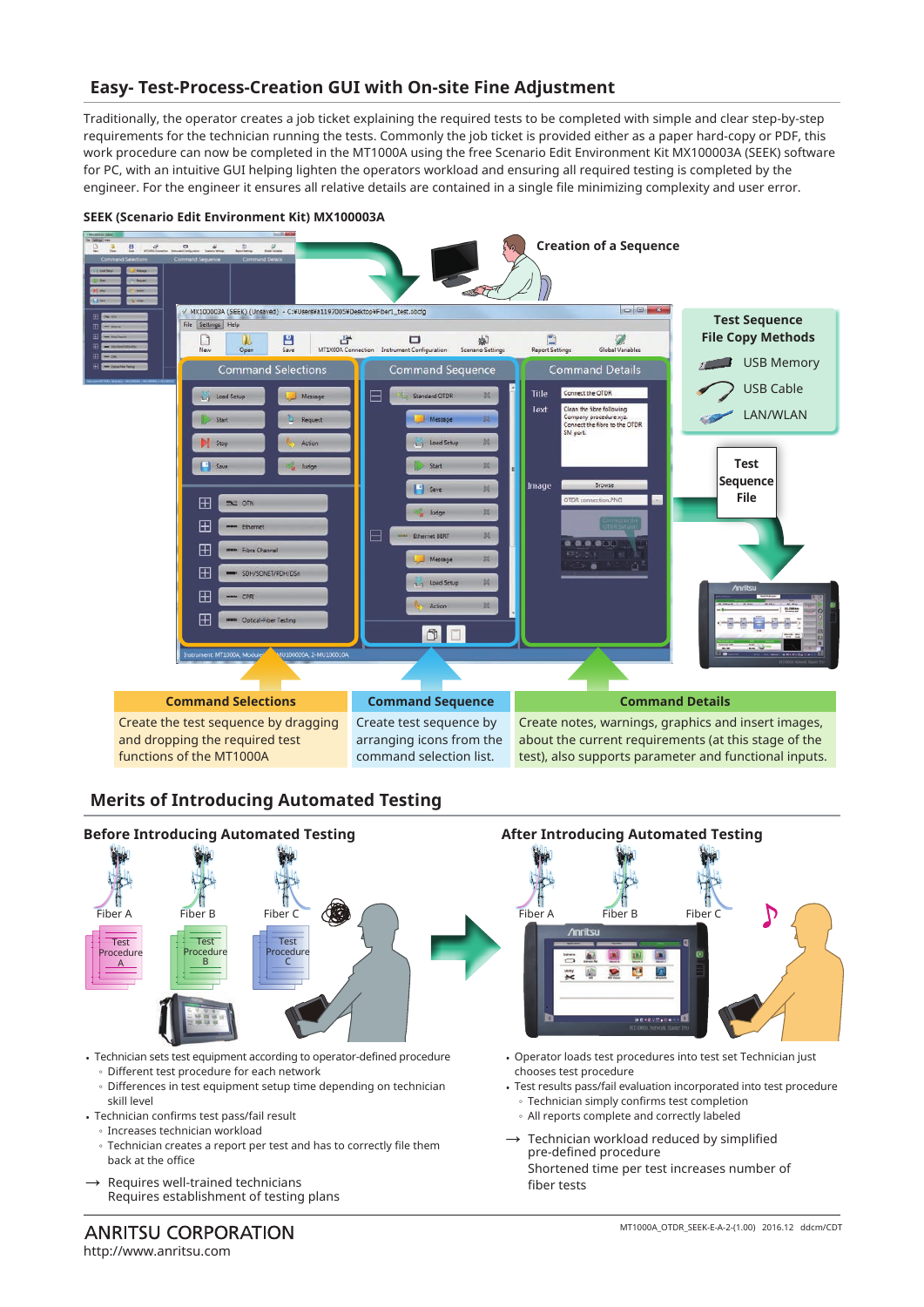## Easy- Test-Process-Creation GUI with On-site Fine Adjustment

Traditionally, the operator creates a job ticket explaining the required tests to be completed with simple and clear step-by-step requirements for the technician running the tests. Commonly the job ticket is provided either as a paper hard-copy or PDF, this work procedure can now be completed in the MT1000A using the free Scenario Edit Environment Kit MX100003A (SEEK) software for PC, with an intuitive GUI helping lighten the operators workload and ensuring all required testing is completed by the engineer. For the engineer it ensures all relative details are contained in a single file minimizing complexity and user error.

**SEEK (Scenario Edit Environment Kit) MX100003A**

Creation of a Sequence

Test Sequence File Copy Methods
- USB Memory
- USB Cable
- LAN/WLAN

Test Sequence File

| Command Selections | Command Sequence | Command Details |
|---|---|---|
| Create the test sequence by dragging and dropping the required test functions of the MT1000A | Create test sequence by arranging icons from the command selection list. | Create notes, warnings, graphics and insert images, about the current requirements (at this stage of the test), also supports parameter and functional inputs. |

## Merits of Introducing Automated Testing

### Before Introducing Automated Testing

Fiber A, Fiber B, Fiber C

Test Procedure A, Test Procedure B, Test Procedure C

- Technician sets test equipment according to operator-defined procedure
  - Different test procedure for each network
  - Differences in test equipment setup time depending on technician skill level
- Technician confirms test pass/fail result
  - Increases technician workload
  - Technician creates a report per test and has to correctly file them back at the office

→ Requires well-trained technicians
Requires establishment of testing plans

### After Introducing Automated Testing

Fiber A, Fiber B, Fiber C

- Operator loads test procedures into test set Technician just chooses test procedure
- Test results pass/fail evaluation incorporated into test procedure
  - Technician simply confirms test completion
  - All reports complete and correctly labeled

→ Technician workload reduced by simplified pre-defined procedure
Shortened time per test increases number of fiber tests

ANRITSU CORPORATION
http://www.anritsu.com

MT1000A_OTDR_SEEK-E-A-2-(1.00) 2016.12 ddcm/CDT